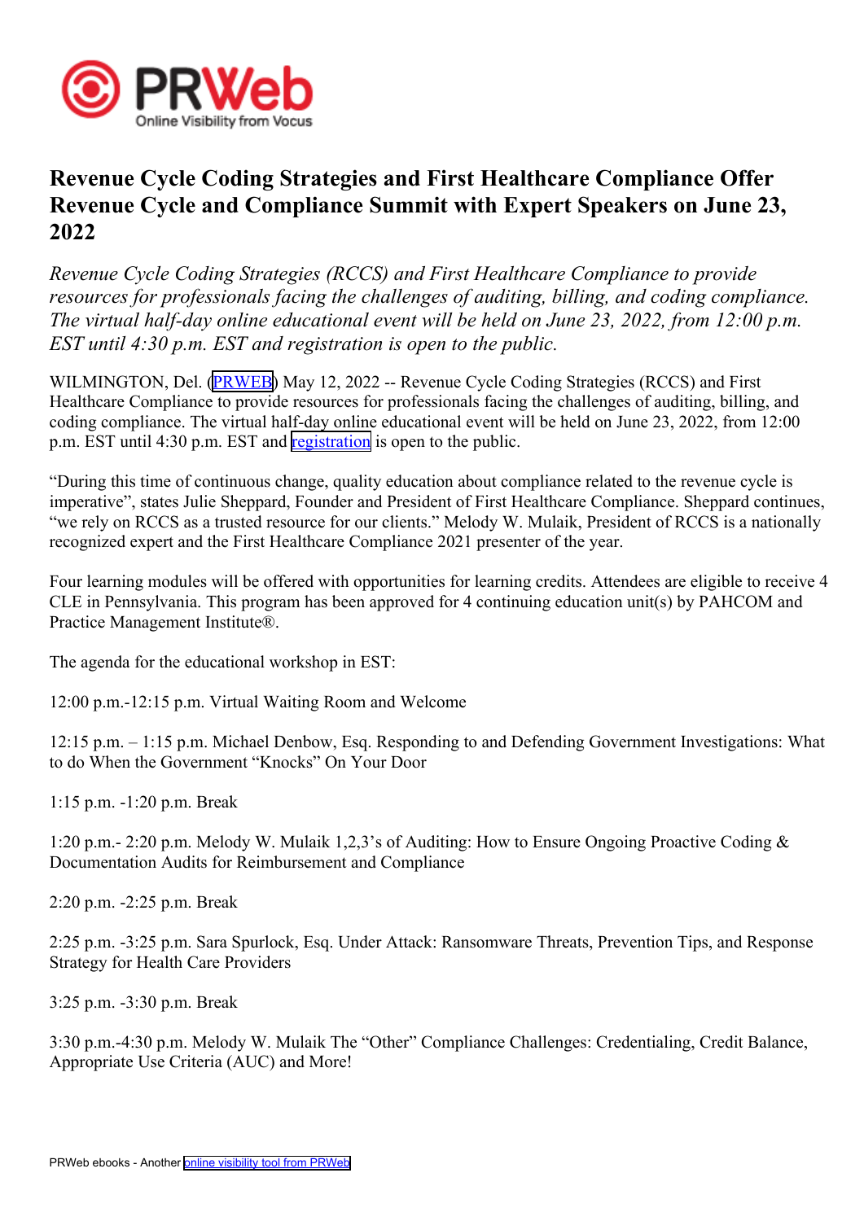# Revenue Cycle Coding Strategies and First Healthcare Compliance Offer Revenue Cycle and Compliance Summit with Expert Speakers on June 23, 2022

*Revenue Cycle Coding Strategies (RCCS) and First Healthcare Compliance to provide resources for professionals facing the challenges of auditing, billing, and coding compliance. The virtual half-day online educational event will be held on June 23, 2022, from 12:00 p.m. EST until 4:30 p.m. EST and registration is open to the public.*

WILMINGTON, Del. (PRWEB) May 12, 2022 -- Revenue Cycle Coding Strategies (RCCS) and First Healthcare Compliance to provide resources for professionals facing the challenges of auditing, billing, and coding compliance. The virtual half-day online educational event will be held on June 23, 2022, from 12:00 p.m. EST until 4:30 p.m. EST and registration is open to the public.

"During this time of continuous change, quality education about compliance related to the revenue cycle is imperative", states Julie Sheppard, Founder and President of First Healthcare Compliance. Sheppard continues, "we rely on RCCS as a trusted resource for our clients." Melody W. Mulaik, President of RCCS is a nationally recognized expert and the First Healthcare Compliance 2021 presenter of the year.

Four learning modules will be offered with opportunities for learning credits. Attendees are eligible to receive 4 CLE in Pennsylvania. This program has been approved for 4 continuing education unit(s) by PAHCOM and Practice Management Institute®.

The agenda for the educational workshop in EST:

12:00 p.m.-12:15 p.m. Virtual Waiting Room and Welcome

12:15 p.m. – 1:15 p.m. Michael Denbow, Esq. Responding to and Defending Government Investigations: What to do When the Government "Knocks" On Your Door

1:15 p.m. -1:20 p.m. Break

1:20 p.m.- 2:20 p.m. Melody W. Mulaik 1,2,3's of Auditing: How to Ensure Ongoing Proactive Coding & Documentation Audits for Reimbursement and Compliance

2:20 p.m. -2:25 p.m. Break

2:25 p.m. -3:25 p.m. Sara Spurlock, Esq. Under Attack: Ransomware Threats, Prevention Tips, and Response Strategy for Health Care Providers

3:25 p.m. -3:30 p.m. Break

3:30 p.m.-4:30 p.m. Melody W. Mulaik The "Other" Compliance Challenges: Credentialing, Credit Balance, Appropriate Use Criteria (AUC) and More!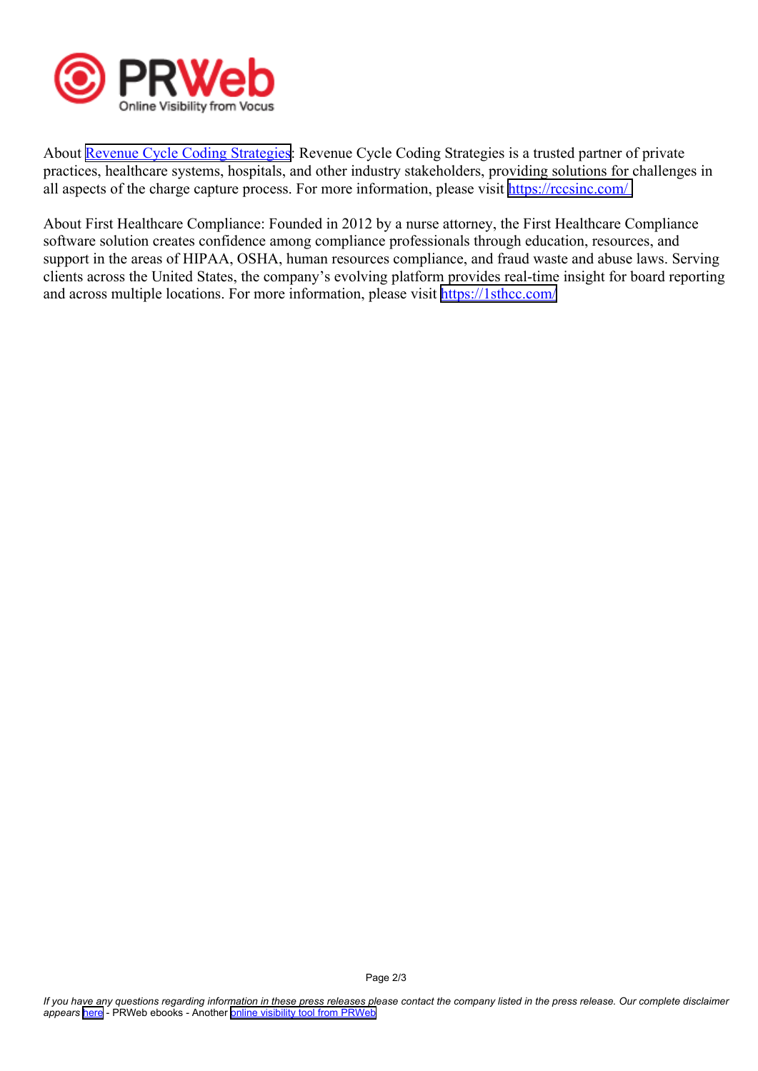About Revenue Cycle Coding Strategies: Revenue Cycle Coding Strategies is a trusted partner of private practices, healthcare systems, hospitals, and other industry stakeholders, providing solutions for challenges in all aspects of the charge capture process. For more information, please visit https://rccsinc.com/

About First Healthcare Compliance: Founded in 2012 by a nurse attorney, the First Healthcare Compliance software solution creates confidence among compliance professionals through education, resources, and support in the areas of HIPAA, OSHA, human resources compliance, and fraud waste and abuse laws. Serving clients across the United States, the company's evolving platform provides real-time insight for board reporting and across multiple locations. For more information, please visit https://1sthcc.com/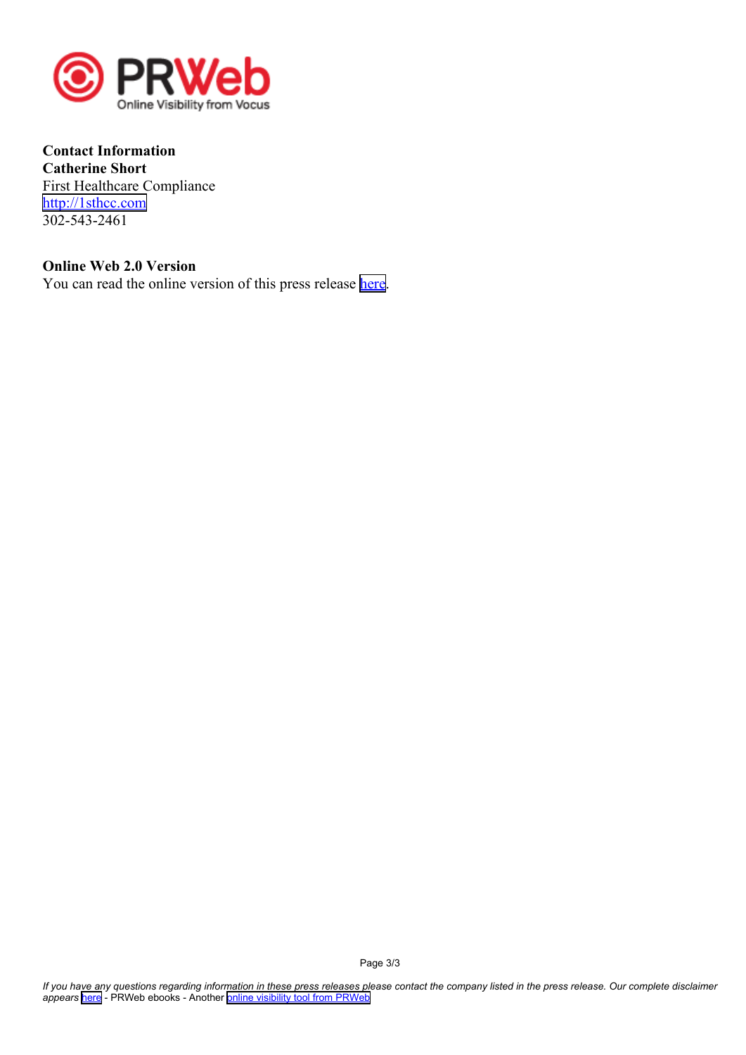**Contact Information**
**Catherine Short**
First Healthcare Compliance
http://1sthcc.com
302-543-2461

**Online Web 2.0 Version**
You can read the online version of this press release here.

*If you have any questions regarding information in these press releases please contact the company listed in the press release. Our complete disclaimer appears here - PRWeb ebooks - Another online visibility tool from PRWeb*